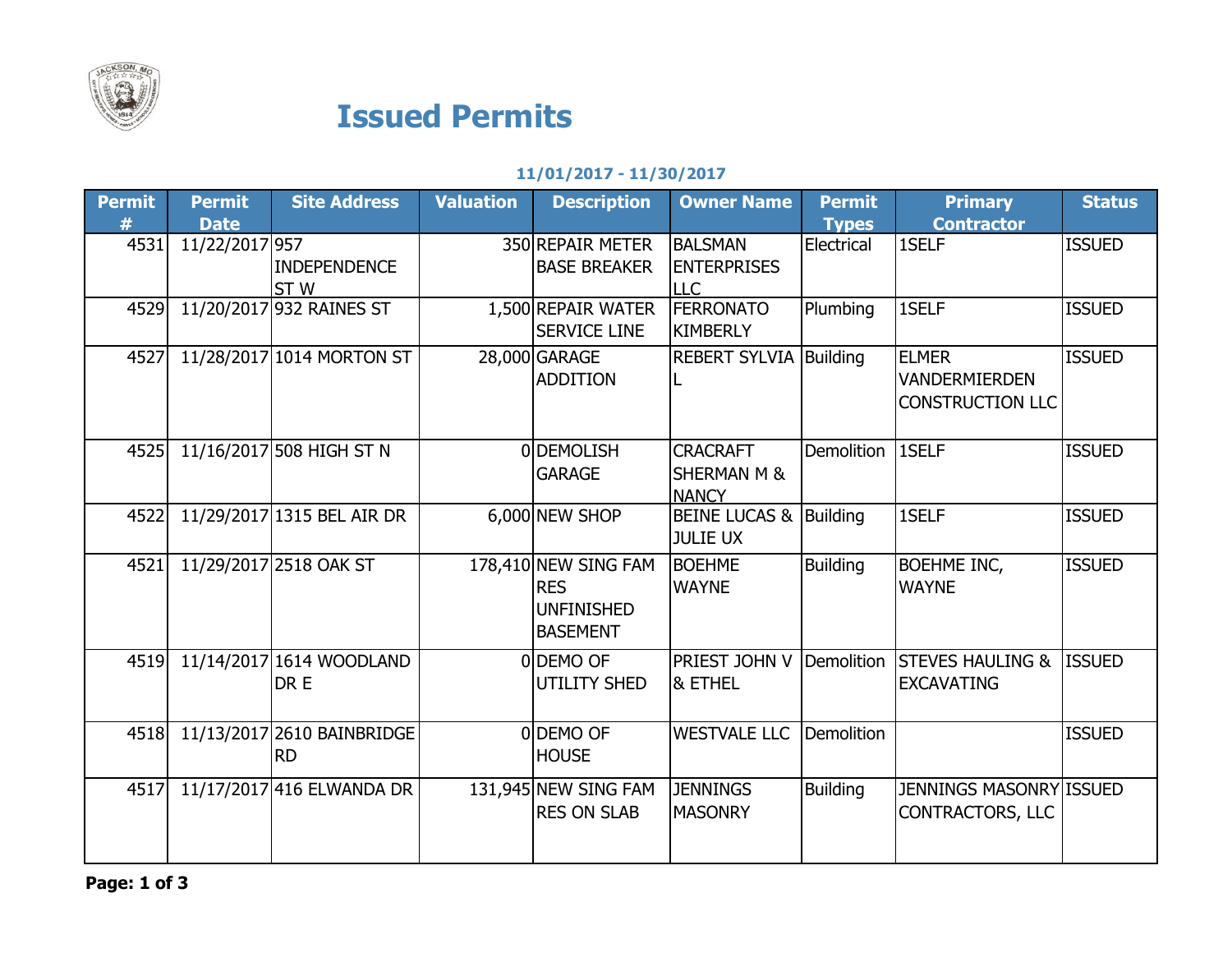# Issued Permits

**11/01/2017 - 11/30/2017**

| Permit # | Permit Date | Site Address | Valuation | Description | Owner Name | Permit Types | Primary Contractor | Status |
|---|---|---|---|---|---|---|---|---|
| 4531 | 11/22/2017 | 957 INDEPENDENCE ST W | 350 | REPAIR METER BASE BREAKER | BALSMAN ENTERPRISES LLC | Electrical | 1SELF | ISSUED |
| 4529 | 11/20/2017 | 932 RAINES ST | 1,500 | REPAIR WATER SERVICE LINE | FERRONATO KIMBERLY | Plumbing | 1SELF | ISSUED |
| 4527 | 11/28/2017 | 1014 MORTON ST | 28,000 | GARAGE ADDITION | REBERT SYLVIA L | Building | ELMER VANDERMIERDEN CONSTRUCTION LLC | ISSUED |
| 4525 | 11/16/2017 | 508 HIGH ST N | 0 | DEMOLISH GARAGE | CRACRAFT SHERMAN M & NANCY | Demolition | 1SELF | ISSUED |
| 4522 | 11/29/2017 | 1315 BEL AIR DR | 6,000 | NEW SHOP | BEINE LUCAS & JULIE UX | Building | 1SELF | ISSUED |
| 4521 | 11/29/2017 | 2518 OAK ST | 178,410 | NEW SING FAM RES UNFINISHED BASEMENT | BOEHME WAYNE | Building | BOEHME INC, WAYNE | ISSUED |
| 4519 | 11/14/2017 | 1614 WOODLAND DR E | 0 | DEMO OF UTILITY SHED | PRIEST JOHN V & ETHEL | Demolition | STEVES HAULING & EXCAVATING | ISSUED |
| 4518 | 11/13/2017 | 2610 BAINBRIDGE RD | 0 | DEMO OF HOUSE | WESTVALE LLC | Demolition | | ISSUED |
| 4517 | 11/17/2017 | 416 ELWANDA DR | 131,945 | NEW SING FAM RES ON SLAB | JENNINGS MASONRY | Building | JENNINGS MASONRY CONTRACTORS, LLC | ISSUED |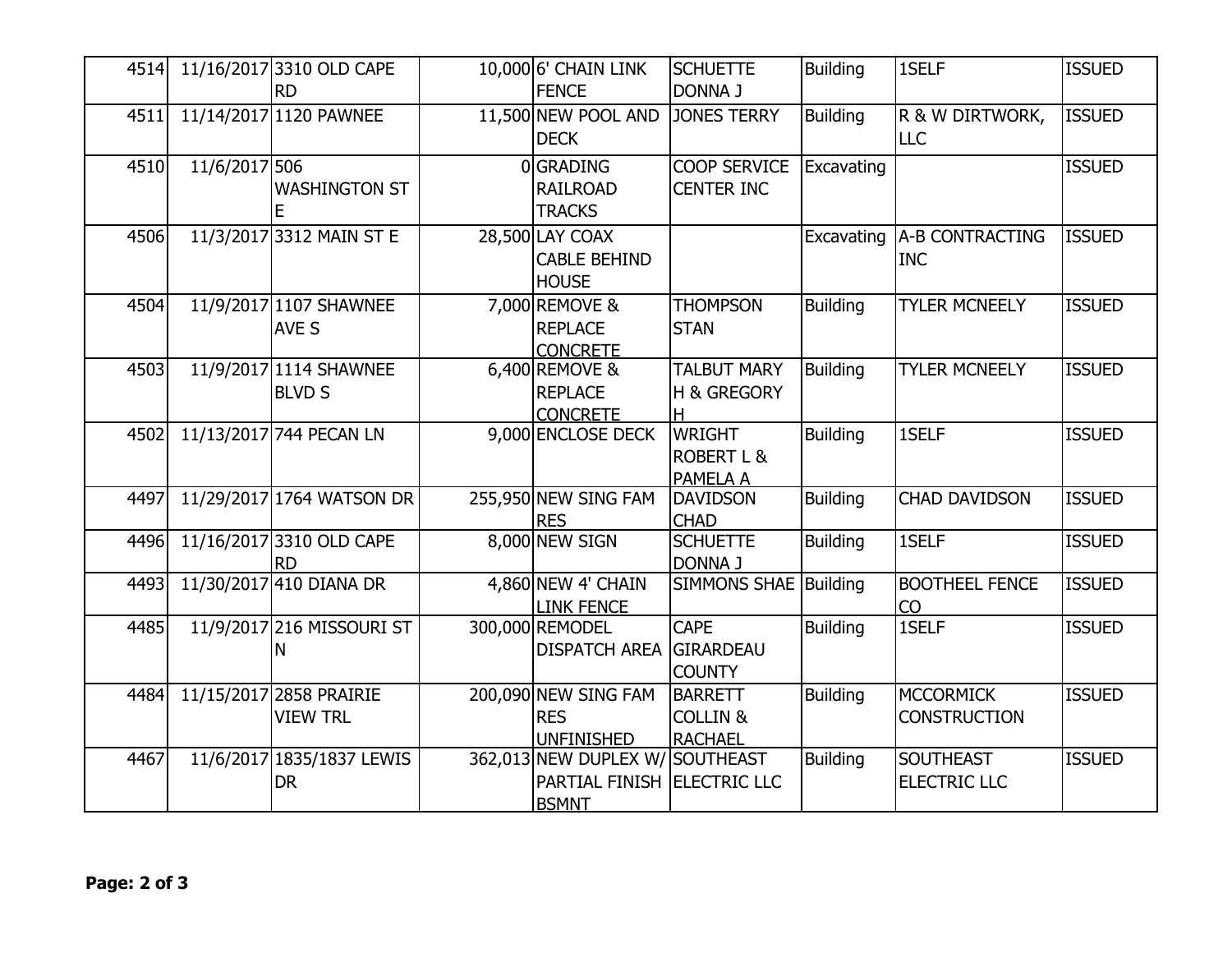| | | | | | | | | |
|---|---|---|---|---|---|---|---|---|
| 4514 | 11/16/2017 | 3310 OLD CAPE RD | 10,000 | 6' CHAIN LINK FENCE | SCHUETTE DONNA J | Building | 1SELF | ISSUED |
| 4511 | 11/14/2017 | 1120 PAWNEE | 11,500 | NEW POOL AND DECK | JONES TERRY | Building | R & W DIRTWORK, LLC | ISSUED |
| 4510 | 11/6/2017 | 506 WASHINGTON ST E | 0 | GRADING RAILROAD TRACKS | COOP SERVICE CENTER INC | Excavating | | ISSUED |
| 4506 | 11/3/2017 | 3312 MAIN ST E | 28,500 | LAY COAX CABLE BEHIND HOUSE | | Excavating | A-B CONTRACTING INC | ISSUED |
| 4504 | 11/9/2017 | 1107 SHAWNEE AVE S | 7,000 | REMOVE & REPLACE CONCRETE | THOMPSON STAN | Building | TYLER MCNEELY | ISSUED |
| 4503 | 11/9/2017 | 1114 SHAWNEE BLVD S | 6,400 | REMOVE & REPLACE CONCRETE | TALBUT MARY H & GREGORY H | Building | TYLER MCNEELY | ISSUED |
| 4502 | 11/13/2017 | 744 PECAN LN | 9,000 | ENCLOSE DECK | WRIGHT ROBERT L & PAMELA A | Building | 1SELF | ISSUED |
| 4497 | 11/29/2017 | 1764 WATSON DR | 255,950 | NEW SING FAM RES | DAVIDSON CHAD | Building | CHAD DAVIDSON | ISSUED |
| 4496 | 11/16/2017 | 3310 OLD CAPE RD | 8,000 | NEW SIGN | SCHUETTE DONNA J | Building | 1SELF | ISSUED |
| 4493 | 11/30/2017 | 410 DIANA DR | 4,860 | NEW 4' CHAIN LINK FENCE | SIMMONS SHAE | Building | BOOTHEEL FENCE CO | ISSUED |
| 4485 | 11/9/2017 | 216 MISSOURI ST N | 300,000 | REMODEL DISPATCH AREA | CAPE GIRARDEAU COUNTY | Building | 1SELF | ISSUED |
| 4484 | 11/15/2017 | 2858 PRAIRIE VIEW TRL | 200,090 | NEW SING FAM RES UNFINISHED | BARRETT COLLIN & RACHAEL | Building | MCCORMICK CONSTRUCTION | ISSUED |
| 4467 | 11/6/2017 | 1835/1837 LEWIS DR | 362,013 | NEW DUPLEX W/ PARTIAL FINISH BSMNT | SOUTHEAST ELECTRIC LLC | Building | SOUTHEAST ELECTRIC LLC | ISSUED |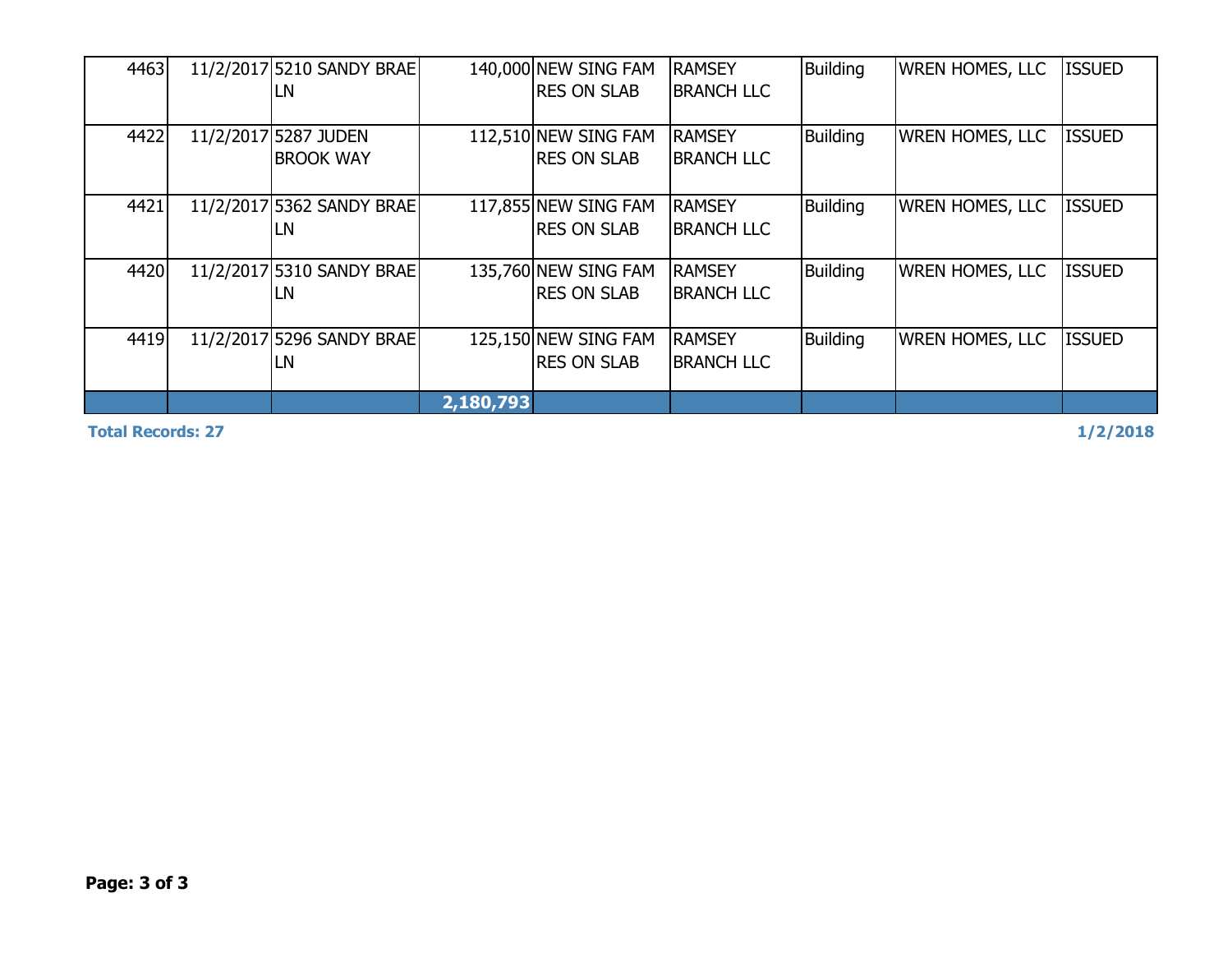| | | | | | | | | |
|---|---|---|---|---|---|---|---|---|
| 4463 | 11/2/2017 | 5210 SANDY BRAE LN | 140,000 | NEW SING FAM RES ON SLAB | RAMSEY BRANCH LLC | Building | WREN HOMES, LLC | ISSUED |
| 4422 | 11/2/2017 | 5287 JUDEN BROOK WAY | 112,510 | NEW SING FAM RES ON SLAB | RAMSEY BRANCH LLC | Building | WREN HOMES, LLC | ISSUED |
| 4421 | 11/2/2017 | 5362 SANDY BRAE LN | 117,855 | NEW SING FAM RES ON SLAB | RAMSEY BRANCH LLC | Building | WREN HOMES, LLC | ISSUED |
| 4420 | 11/2/2017 | 5310 SANDY BRAE LN | 135,760 | NEW SING FAM RES ON SLAB | RAMSEY BRANCH LLC | Building | WREN HOMES, LLC | ISSUED |
| 4419 | 11/2/2017 | 5296 SANDY BRAE LN | 125,150 | NEW SING FAM RES ON SLAB | RAMSEY BRANCH LLC | Building | WREN HOMES, LLC | ISSUED |
| | | | **2,180,793** | | | | | |

**Total Records: 27**

**1/2/2018**